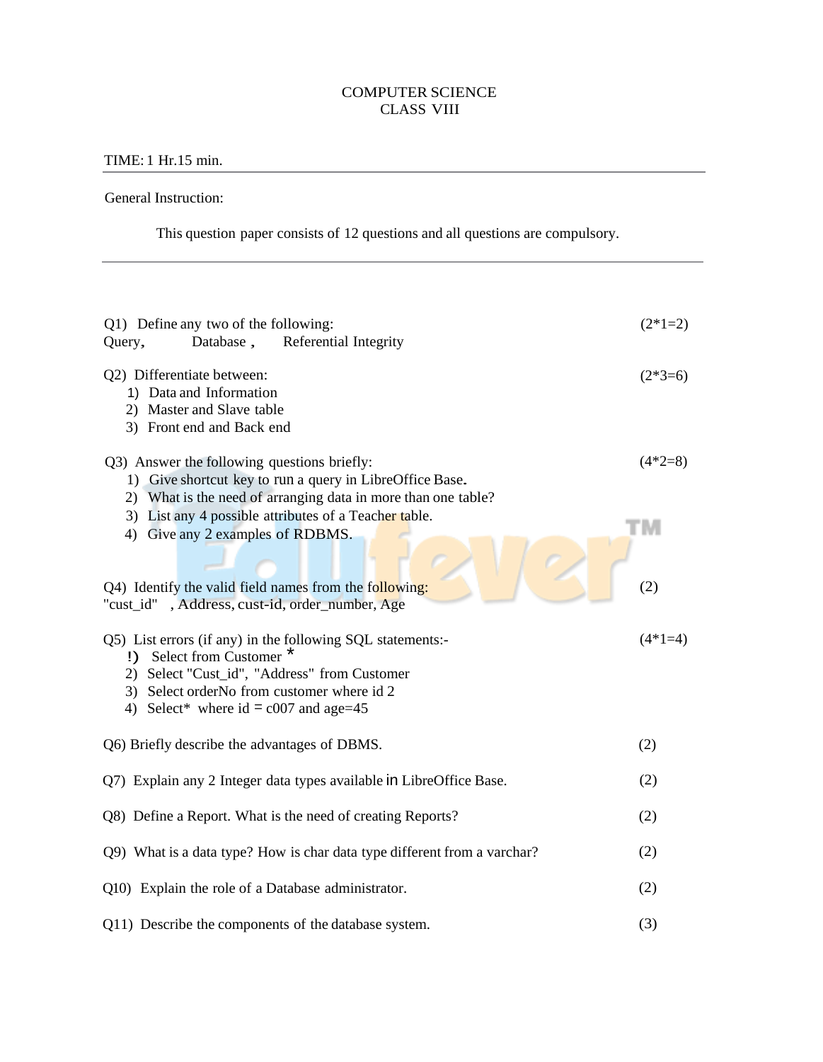# COMPUTER SCIENCE
## CLASS VIII

TIME: 1 Hr.15 min.

General Instruction:

This question paper consists of 12 questions and all questions are compulsory.

---

Q1) Define any two of the following: (2*1=2)
Query, Database , Referential Integrity

Q2) Differentiate between: (2*3=6)
1) Data and Information
2) Master and Slave table
3) Front end and Back end

Q3) Answer the following questions briefly: (4*2=8)
1) Give shortcut key to run a query in LibreOffice Base.
2) What is the need of arranging data in more than one table?
3) List any 4 possible attributes of a Teacher table.
4) Give any 2 examples of RDBMS.

Q4) Identify the valid field names from the following: (2)
"cust_id" , Address, cust-id, order_number, Age

Q5) List errors (if any) in the following SQL statements:- (4*1=4)
!) Select from Customer *
2) Select "Cust_id", "Address" from Customer
3) Select orderNo from customer where id 2
4) Select* where id = c007 and age=45

Q6) Briefly describe the advantages of DBMS. (2)

Q7) Explain any 2 Integer data types available in LibreOffice Base. (2)

Q8) Define a Report. What is the need of creating Reports? (2)

Q9) What is a data type? How is char data type different from a varchar? (2)

Q10) Explain the role of a Database administrator. (2)

Q11) Describe the components of the database system. (3)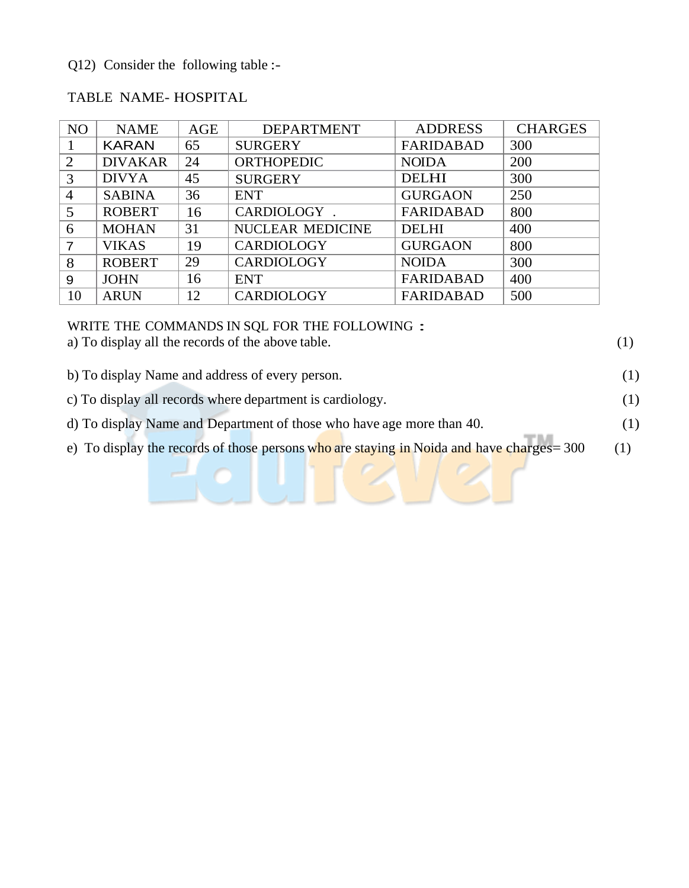Q12) Consider the following table :-

TABLE NAME- HOSPITAL

| NO | NAME | AGE | DEPARTMENT | ADDRESS | CHARGES |
|---|---|---|---|---|---|
| 1 | KARAN | 65 | SURGERY | FARIDABAD | 300 |
| 2 | DIVAKAR | 24 | ORTHOPEDIC | NOIDA | 200 |
| 3 | DIVYA | 45 | SURGERY | DELHI | 300 |
| 4 | SABINA | 36 | ENT | GURGAON | 250 |
| 5 | ROBERT | 16 | CARDIOLOGY . | FARIDABAD | 800 |
| 6 | MOHAN | 31 | NUCLEAR MEDICINE | DELHI | 400 |
| 7 | VIKAS | 19 | CARDIOLOGY | GURGAON | 800 |
| 8 | ROBERT | 29 | CARDIOLOGY | NOIDA | 300 |
| 9 | JOHN | 16 | ENT | FARIDABAD | 400 |
| 10 | ARUN | 12 | CARDIOLOGY | FARIDABAD | 500 |

WRITE THE COMMANDS IN SQL FOR THE FOLLOWING :

a) To display all the records of the above table. (1)

b) To display Name and address of every person. (1)

c) To display all records where department is cardiology. (1)

d) To display Name and Department of those who have age more than 40. (1)

e) To display the records of those persons who are staying in Noida and have charges= 300 (1)